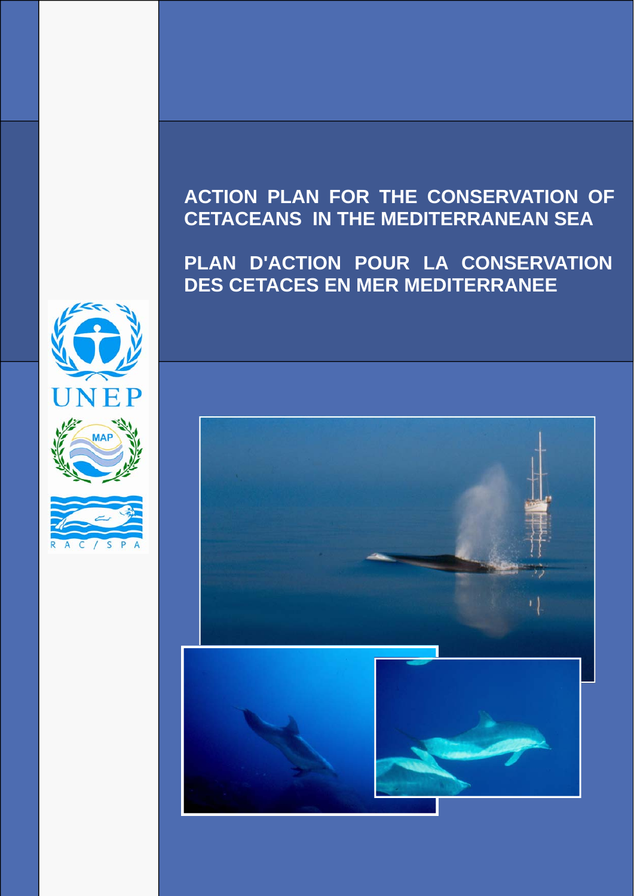# ACTION PLAN FOR THE CONSERVATION OF CETACEANS IN THE MEDITERRANEAN SEA

# PLAN D'ACTION POUR LA CONSERVATION DES CETACES EN MER MEDITERRANEE

UNEP

MAP

RAC/SPA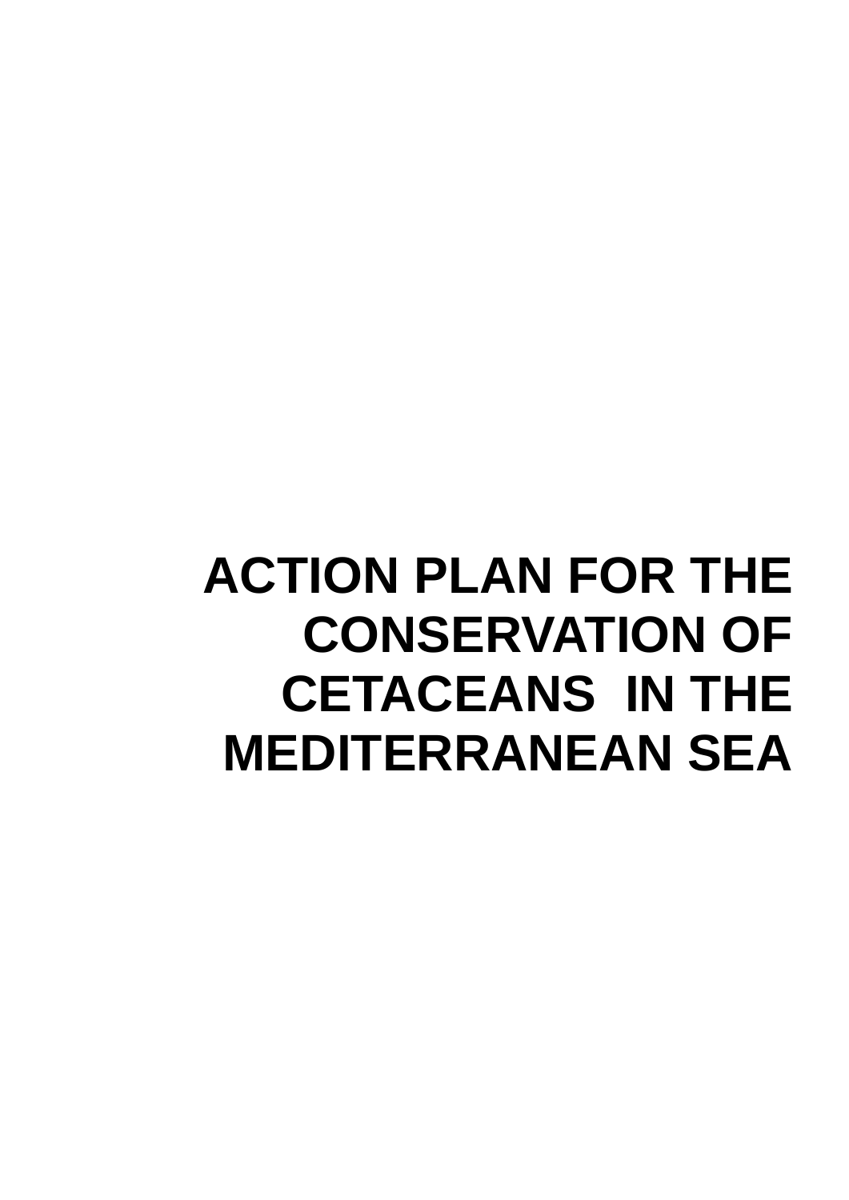# ACTION PLAN FOR THE CONSERVATION OF CETACEANS IN THE MEDITERRANEAN SEA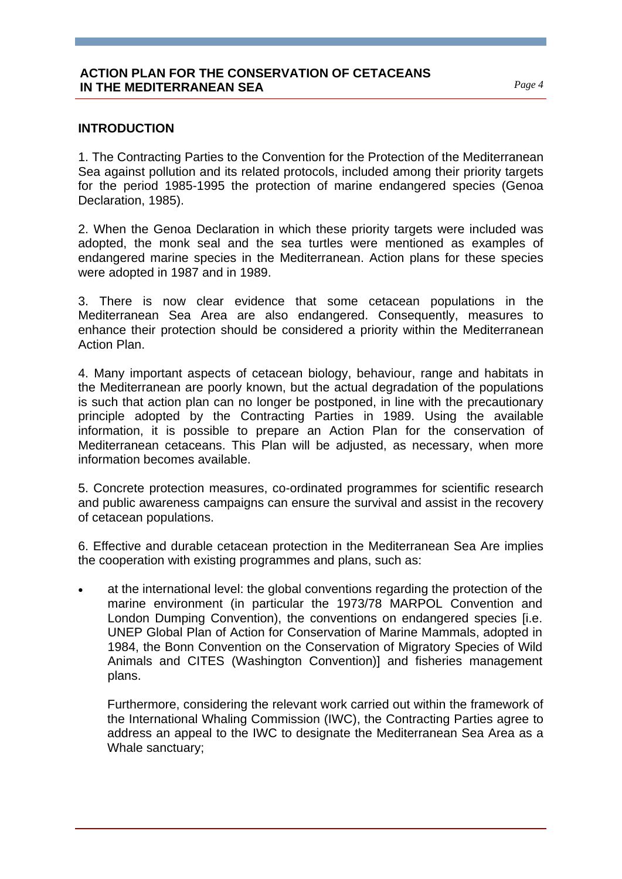## INTRODUCTION

1. The Contracting Parties to the Convention for the Protection of the Mediterranean Sea against pollution and its related protocols, included among their priority targets for the period 1985-1995 the protection of marine endangered species (Genoa Declaration, 1985).

2. When the Genoa Declaration in which these priority targets were included was adopted, the monk seal and the sea turtles were mentioned as examples of endangered marine species in the Mediterranean. Action plans for these species were adopted in 1987 and in 1989.

3. There is now clear evidence that some cetacean populations in the Mediterranean Sea Area are also endangered. Consequently, measures to enhance their protection should be considered a priority within the Mediterranean Action Plan.

4. Many important aspects of cetacean biology, behaviour, range and habitats in the Mediterranean are poorly known, but the actual degradation of the populations is such that action plan can no longer be postponed, in line with the precautionary principle adopted by the Contracting Parties in 1989. Using the available information, it is possible to prepare an Action Plan for the conservation of Mediterranean cetaceans. This Plan will be adjusted, as necessary, when more information becomes available.

5. Concrete protection measures, co-ordinated programmes for scientific research and public awareness campaigns can ensure the survival and assist in the recovery of cetacean populations.

6. Effective and durable cetacean protection in the Mediterranean Sea Are implies the cooperation with existing programmes and plans, such as:

- at the international level: the global conventions regarding the protection of the marine environment (in particular the 1973/78 MARPOL Convention and London Dumping Convention), the conventions on endangered species [i.e. UNEP Global Plan of Action for Conservation of Marine Mammals, adopted in 1984, the Bonn Convention on the Conservation of Migratory Species of Wild Animals and CITES (Washington Convention)] and fisheries management plans.

  Furthermore, considering the relevant work carried out within the framework of the International Whaling Commission (IWC), the Contracting Parties agree to address an appeal to the IWC to designate the Mediterranean Sea Area as a Whale sanctuary;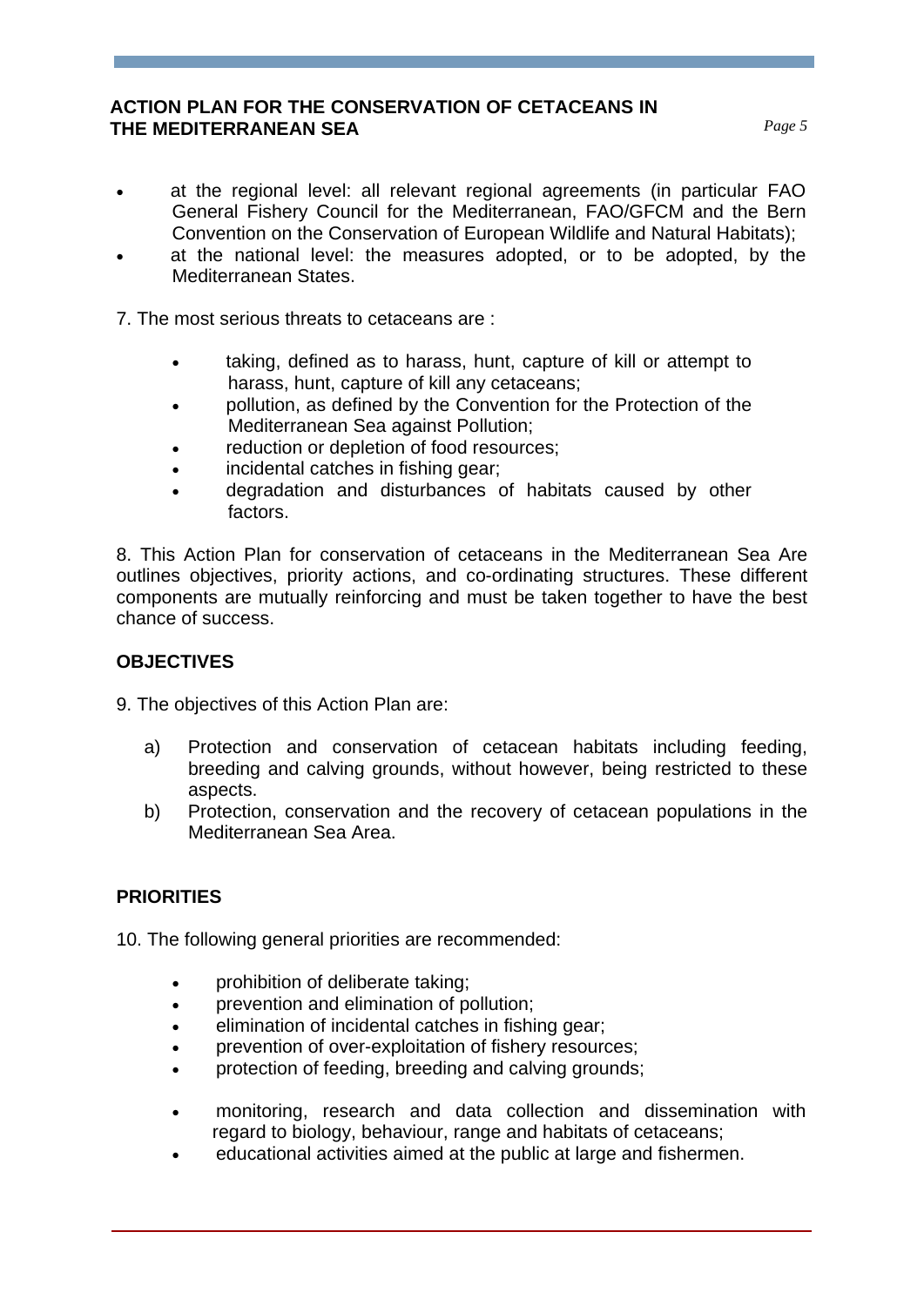- at the regional level: all relevant regional agreements (in particular FAO General Fishery Council for the Mediterranean, FAO/GFCM and the Bern Convention on the Conservation of European Wildlife and Natural Habitats);
- at the national level: the measures adopted, or to be adopted, by the Mediterranean States.

7. The most serious threats to cetaceans are :

- taking, defined as to harass, hunt, capture of kill or attempt to harass, hunt, capture of kill any cetaceans;
- pollution, as defined by the Convention for the Protection of the Mediterranean Sea against Pollution;
- reduction or depletion of food resources;
- incidental catches in fishing gear;
- degradation and disturbances of habitats caused by other factors.

8. This Action Plan for conservation of cetaceans in the Mediterranean Sea Are outlines objectives, priority actions, and co-ordinating structures. These different components are mutually reinforcing and must be taken together to have the best chance of success.

## OBJECTIVES

9. The objectives of this Action Plan are:

a) Protection and conservation of cetacean habitats including feeding, breeding and calving grounds, without however, being restricted to these aspects.

b) Protection, conservation and the recovery of cetacean populations in the Mediterranean Sea Area.

## PRIORITIES

10. The following general priorities are recommended:

- prohibition of deliberate taking;
- prevention and elimination of pollution;
- elimination of incidental catches in fishing gear;
- prevention of over-exploitation of fishery resources;
- protection of feeding, breeding and calving grounds;
- monitoring, research and data collection and dissemination with regard to biology, behaviour, range and habitats of cetaceans;
- educational activities aimed at the public at large and fishermen.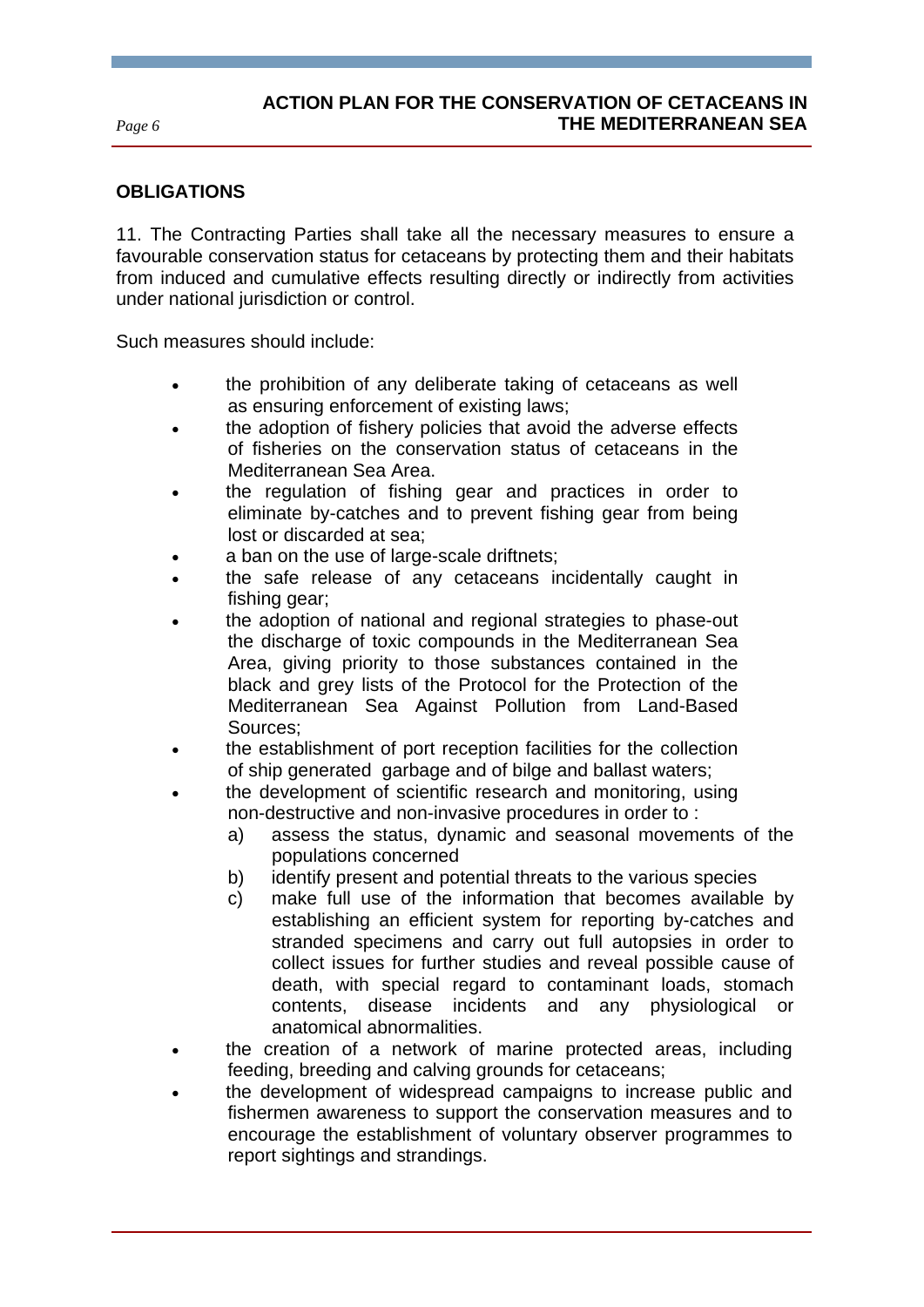## OBLIGATIONS

11. The Contracting Parties shall take all the necessary measures to ensure a favourable conservation status for cetaceans by protecting them and their habitats from induced and cumulative effects resulting directly or indirectly from activities under national jurisdiction or control.

Such measures should include:

- the prohibition of any deliberate taking of cetaceans as well as ensuring enforcement of existing laws;
- the adoption of fishery policies that avoid the adverse effects of fisheries on the conservation status of cetaceans in the Mediterranean Sea Area.
- the regulation of fishing gear and practices in order to eliminate by-catches and to prevent fishing gear from being lost or discarded at sea;
- a ban on the use of large-scale driftnets;
- the safe release of any cetaceans incidentally caught in fishing gear;
- the adoption of national and regional strategies to phase-out the discharge of toxic compounds in the Mediterranean Sea Area, giving priority to those substances contained in the black and grey lists of the Protocol for the Protection of the Mediterranean Sea Against Pollution from Land-Based Sources;
- the establishment of port reception facilities for the collection of ship generated garbage and of bilge and ballast waters;
- the development of scientific research and monitoring, using non-destructive and non-invasive procedures in order to :
  - a) assess the status, dynamic and seasonal movements of the populations concerned
  - b) identify present and potential threats to the various species
  - c) make full use of the information that becomes available by establishing an efficient system for reporting by-catches and stranded specimens and carry out full autopsies in order to collect issues for further studies and reveal possible cause of death, with special regard to contaminant loads, stomach contents, disease incidents and any physiological or anatomical abnormalities.
- the creation of a network of marine protected areas, including feeding, breeding and calving grounds for cetaceans;
- the development of widespread campaigns to increase public and fishermen awareness to support the conservation measures and to encourage the establishment of voluntary observer programmes to report sightings and strandings.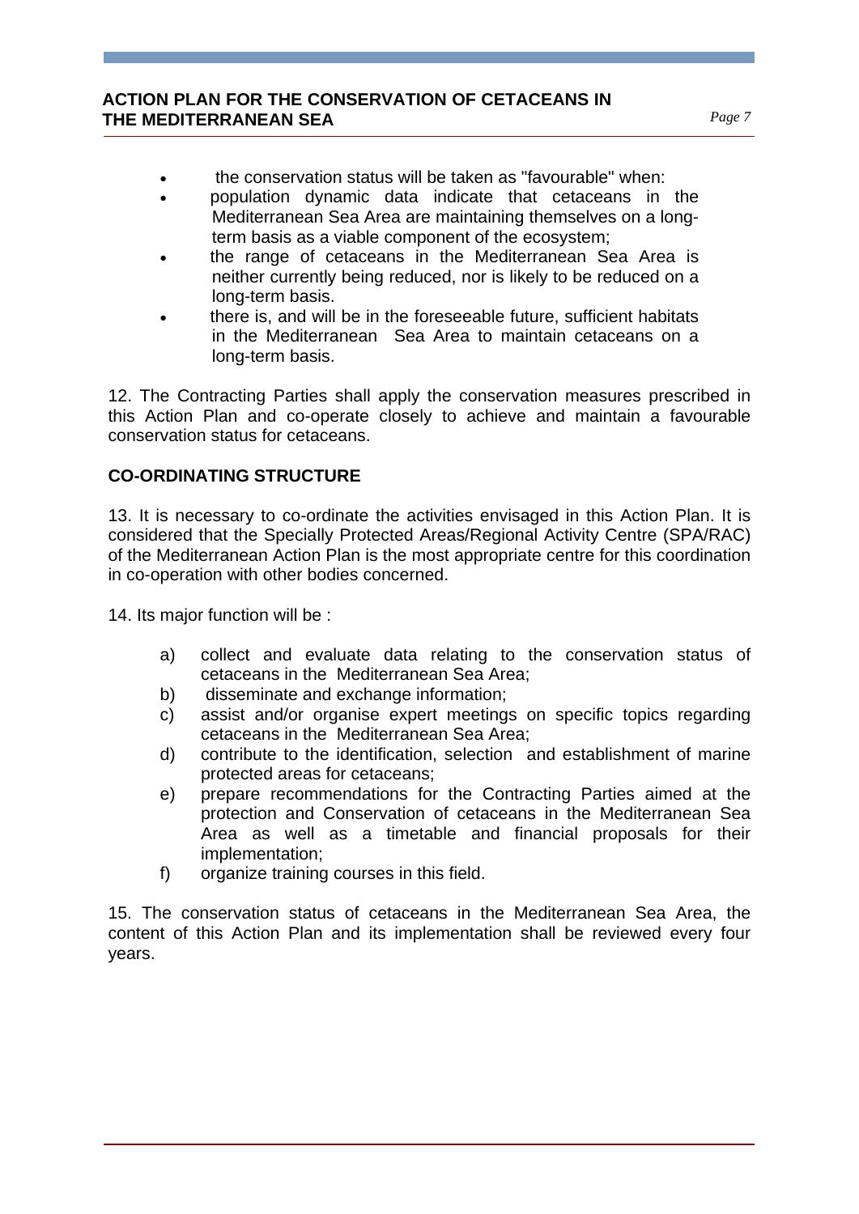- the conservation status will be taken as "favourable" when:
- population dynamic data indicate that cetaceans in the Mediterranean Sea Area are maintaining themselves on a long-term basis as a viable component of the ecosystem;
- the range of cetaceans in the Mediterranean Sea Area is neither currently being reduced, nor is likely to be reduced on a long-term basis.
- there is, and will be in the foreseeable future, sufficient habitats in the Mediterranean Sea Area to maintain cetaceans on a long-term basis.

12. The Contracting Parties shall apply the conservation measures prescribed in this Action Plan and co-operate closely to achieve and maintain a favourable conservation status for cetaceans.

## CO-ORDINATING STRUCTURE

13. It is necessary to co-ordinate the activities envisaged in this Action Plan. It is considered that the Specially Protected Areas/Regional Activity Centre (SPA/RAC) of the Mediterranean Action Plan is the most appropriate centre for this coordination in co-operation with other bodies concerned.

14. Its major function will be :

a) collect and evaluate data relating to the conservation status of cetaceans in the Mediterranean Sea Area;
b) disseminate and exchange information;
c) assist and/or organise expert meetings on specific topics regarding cetaceans in the Mediterranean Sea Area;
d) contribute to the identification, selection and establishment of marine protected areas for cetaceans;
e) prepare recommendations for the Contracting Parties aimed at the protection and Conservation of cetaceans in the Mediterranean Sea Area as well as a timetable and financial proposals for their implementation;
f) organize training courses in this field.

15. The conservation status of cetaceans in the Mediterranean Sea Area, the content of this Action Plan and its implementation shall be reviewed every four years.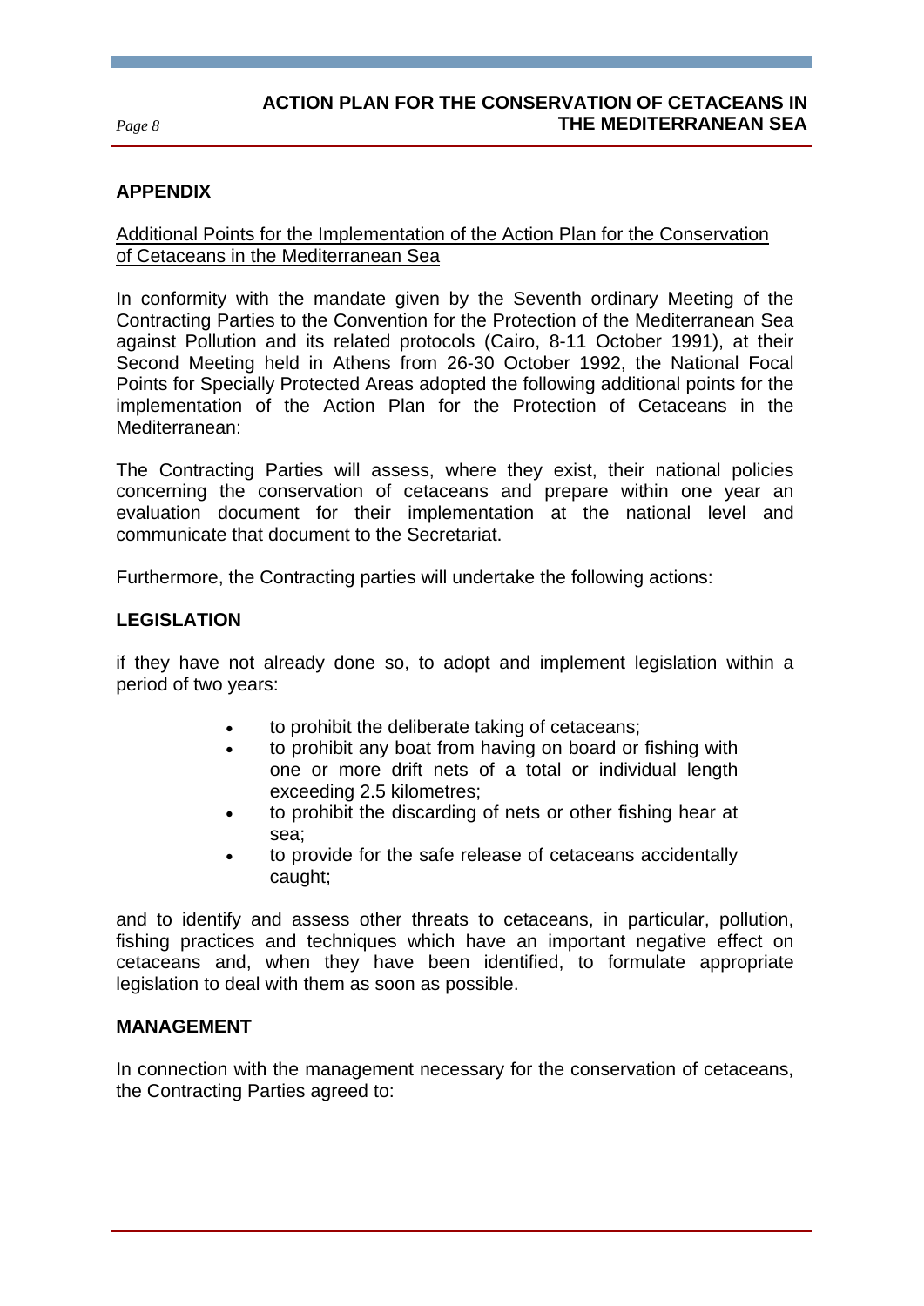## APPENDIX

Additional Points for the Implementation of the Action Plan for the Conservation of Cetaceans in the Mediterranean Sea

In conformity with the mandate given by the Seventh ordinary Meeting of the Contracting Parties to the Convention for the Protection of the Mediterranean Sea against Pollution and its related protocols (Cairo, 8-11 October 1991), at their Second Meeting held in Athens from 26-30 October 1992, the National Focal Points for Specially Protected Areas adopted the following additional points for the implementation of the Action Plan for the Protection of Cetaceans in the Mediterranean:

The Contracting Parties will assess, where they exist, their national policies concerning the conservation of cetaceans and prepare within one year an evaluation document for their implementation at the national level and communicate that document to the Secretariat.

Furthermore, the Contracting parties will undertake the following actions:

### LEGISLATION

if they have not already done so, to adopt and implement legislation within a period of two years:

- to prohibit the deliberate taking of cetaceans;
- to prohibit any boat from having on board or fishing with one or more drift nets of a total or individual length exceeding 2.5 kilometres;
- to prohibit the discarding of nets or other fishing hear at sea;
- to provide for the safe release of cetaceans accidentally caught;

and to identify and assess other threats to cetaceans, in particular, pollution, fishing practices and techniques which have an important negative effect on cetaceans and, when they have been identified, to formulate appropriate legislation to deal with them as soon as possible.

### MANAGEMENT

In connection with the management necessary for the conservation of cetaceans, the Contracting Parties agreed to: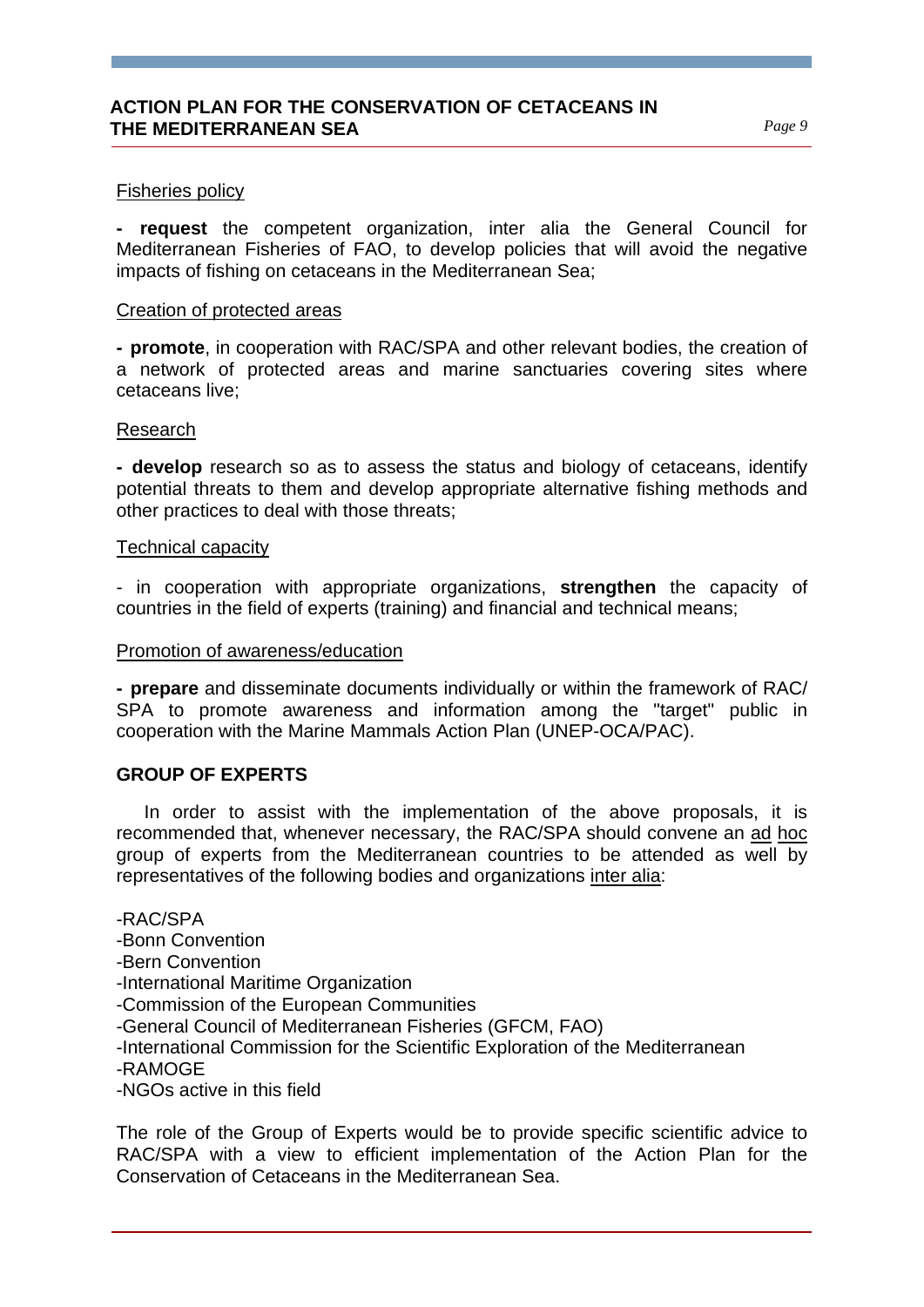Fisheries policy

**- request** the competent organization, inter alia the General Council for Mediterranean Fisheries of FAO, to develop policies that will avoid the negative impacts of fishing on cetaceans in the Mediterranean Sea;

Creation of protected areas

**- promote**, in cooperation with RAC/SPA and other relevant bodies, the creation of a network of protected areas and marine sanctuaries covering sites where cetaceans live;

Research

**- develop** research so as to assess the status and biology of cetaceans, identify potential threats to them and develop appropriate alternative fishing methods and other practices to deal with those threats;

Technical capacity

- in cooperation with appropriate organizations, **strengthen** the capacity of countries in the field of experts (training) and financial and technical means;

Promotion of awareness/education

**- prepare** and disseminate documents individually or within the framework of RAC/SPA to promote awareness and information among the "target" public in cooperation with the Marine Mammals Action Plan (UNEP-OCA/PAC).

## GROUP OF EXPERTS

In order to assist with the implementation of the above proposals, it is recommended that, whenever necessary, the RAC/SPA should convene an ad hoc group of experts from the Mediterranean countries to be attended as well by representatives of the following bodies and organizations inter alia:

- RAC/SPA
- Bonn Convention
- Bern Convention
- International Maritime Organization
- Commission of the European Communities
- General Council of Mediterranean Fisheries (GFCM, FAO)
- International Commission for the Scientific Exploration of the Mediterranean
- RAMOGE
- NGOs active in this field

The role of the Group of Experts would be to provide specific scientific advice to RAC/SPA with a view to efficient implementation of the Action Plan for the Conservation of Cetaceans in the Mediterranean Sea.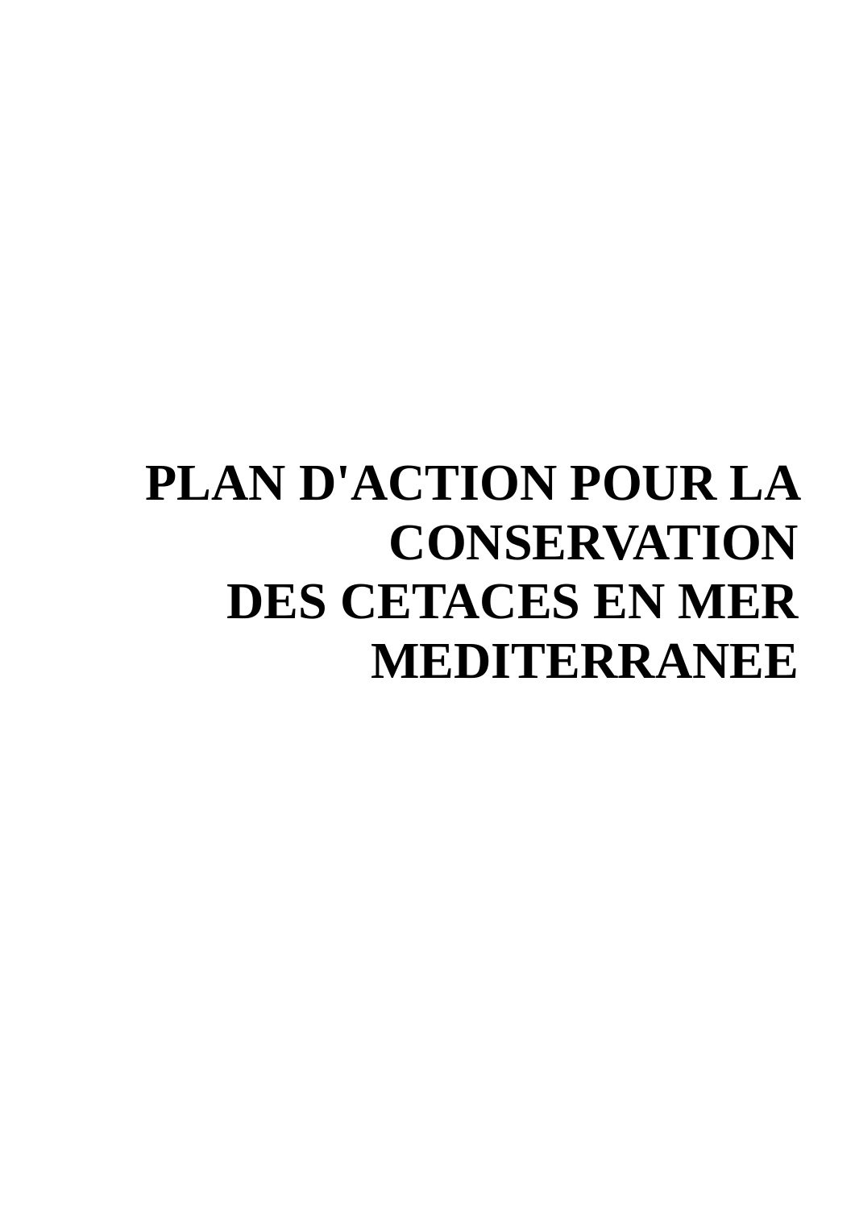# PLAN D'ACTION POUR LA CONSERVATION DES CETACES EN MER MEDITERRANEE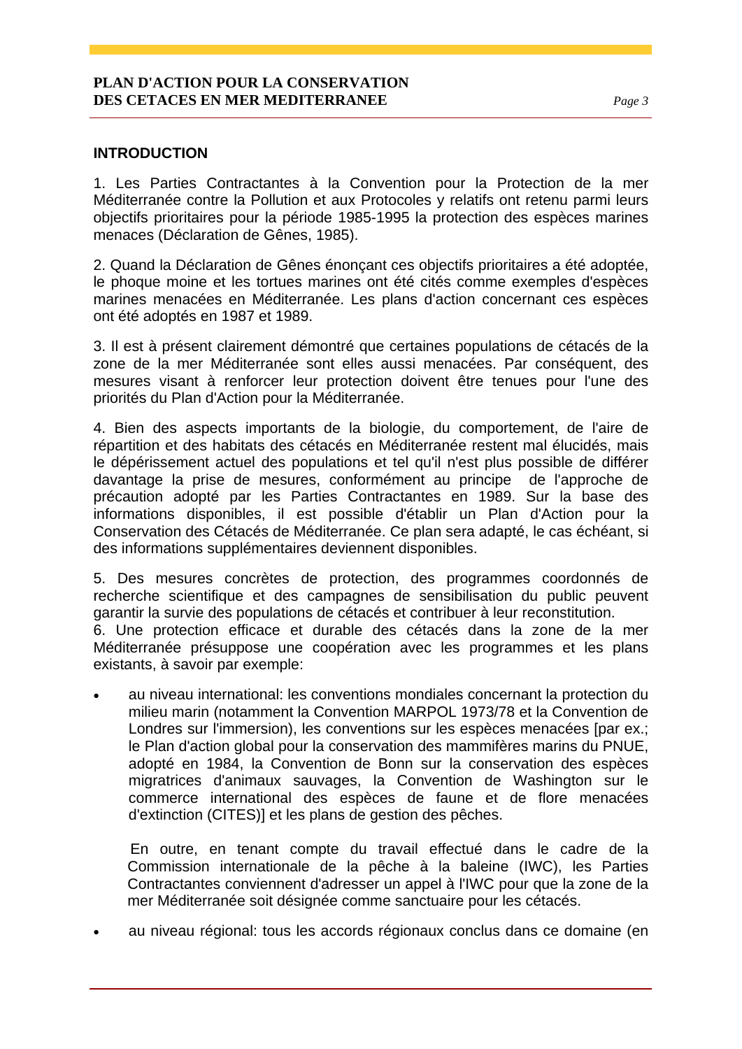## INTRODUCTION

1. Les Parties Contractantes à la Convention pour la Protection de la mer Méditerranée contre la Pollution et aux Protocoles y relatifs ont retenu parmi leurs objectifs prioritaires pour la période 1985-1995 la protection des espèces marines menaces (Déclaration de Gênes, 1985).

2. Quand la Déclaration de Gênes énonçant ces objectifs prioritaires a été adoptée, le phoque moine et les tortues marines ont été cités comme exemples d'espèces marines menacées en Méditerranée. Les plans d'action concernant ces espèces ont été adoptés en 1987 et 1989.

3. Il est à présent clairement démontré que certaines populations de cétacés de la zone de la mer Méditerranée sont elles aussi menacées. Par conséquent, des mesures visant à renforcer leur protection doivent être tenues pour l'une des priorités du Plan d'Action pour la Méditerranée.

4. Bien des aspects importants de la biologie, du comportement, de l'aire de répartition et des habitats des cétacés en Méditerranée restent mal élucidés, mais le dépérissement actuel des populations et tel qu'il n'est plus possible de différer davantage la prise de mesures, conformément au principe de l'approche de précaution adopté par les Parties Contractantes en 1989. Sur la base des informations disponibles, il est possible d'établir un Plan d'Action pour la Conservation des Cétacés de Méditerranée. Ce plan sera adapté, le cas échéant, si des informations supplémentaires deviennent disponibles.

5. Des mesures concrètes de protection, des programmes coordonnés de recherche scientifique et des campagnes de sensibilisation du public peuvent garantir la survie des populations de cétacés et contribuer à leur reconstitution.

6. Une protection efficace et durable des cétacés dans la zone de la mer Méditerranée présuppose une coopération avec les programmes et les plans existants, à savoir par exemple:

- au niveau international: les conventions mondiales concernant la protection du milieu marin (notamment la Convention MARPOL 1973/78 et la Convention de Londres sur l'immersion), les conventions sur les espèces menacées [par ex.; le Plan d'action global pour la conservation des mammifères marins du PNUE, adopté en 1984, la Convention de Bonn sur la conservation des espèces migratrices d'animaux sauvages, la Convention de Washington sur le commerce international des espèces de faune et de flore menacées d'extinction (CITES)] et les plans de gestion des pêches.

  En outre, en tenant compte du travail effectué dans le cadre de la Commission internationale de la pêche à la baleine (IWC), les Parties Contractantes conviennent d'adresser un appel à l'IWC pour que la zone de la mer Méditerranée soit désignée comme sanctuaire pour les cétacés.

- au niveau régional: tous les accords régionaux conclus dans ce domaine (en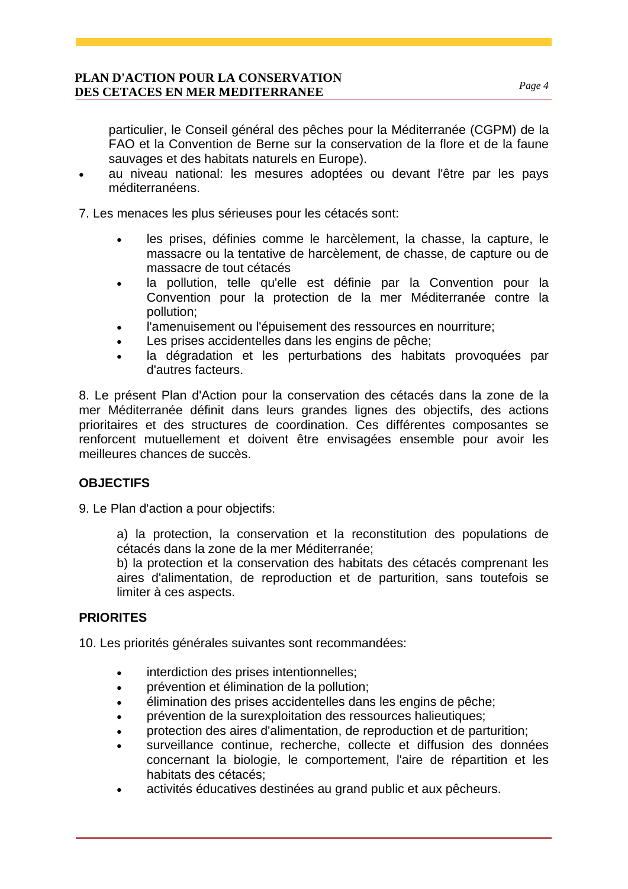particulier, le Conseil général des pêches pour la Méditerranée (CGPM) de la FAO et la Convention de Berne sur la conservation de la flore et de la faune sauvages et des habitats naturels en Europe).

- au niveau national: les mesures adoptées ou devant l'être par les pays méditerranéens.

7. Les menaces les plus sérieuses pour les cétacés sont:

- les prises, définies comme le harcèlement, la chasse, la capture, le massacre ou la tentative de harcèlement, de chasse, de capture ou de massacre de tout cétacés
- la pollution, telle qu'elle est définie par la Convention pour la Convention pour la protection de la mer Méditerranée contre la pollution;
- l'amenuisement ou l'épuisement des ressources en nourriture;
- Les prises accidentelles dans les engins de pêche;
- la dégradation et les perturbations des habitats provoquées par d'autres facteurs.

8. Le présent Plan d'Action pour la conservation des cétacés dans la zone de la mer Méditerranée définit dans leurs grandes lignes des objectifs, des actions prioritaires et des structures de coordination. Ces différentes composantes se renforcent mutuellement et doivent être envisagées ensemble pour avoir les meilleures chances de succès.

## OBJECTIFS

9. Le Plan d'action a pour objectifs:

a) la protection, la conservation et la reconstitution des populations de cétacés dans la zone de la mer Méditerranée;
b) la protection et la conservation des habitats des cétacés comprenant les aires d'alimentation, de reproduction et de parturition, sans toutefois se limiter à ces aspects.

## PRIORITES

10. Les priorités générales suivantes sont recommandées:

- interdiction des prises intentionnelles;
- prévention et élimination de la pollution;
- élimination des prises accidentelles dans les engins de pêche;
- prévention de la surexploitation des ressources halieutiques;
- protection des aires d'alimentation, de reproduction et de parturition;
- surveillance continue, recherche, collecte et diffusion des données concernant la biologie, le comportement, l'aire de répartition et les habitats des cétacés;
- activités éducatives destinées au grand public et aux pêcheurs.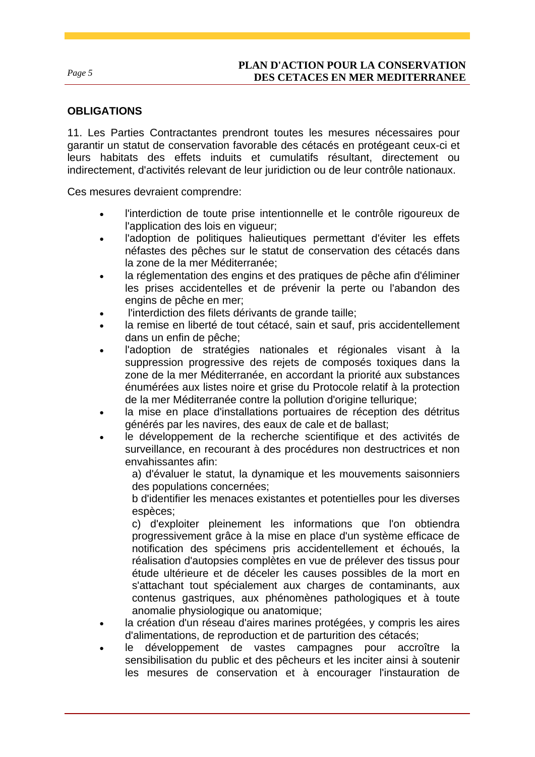## OBLIGATIONS

11. Les Parties Contractantes prendront toutes les mesures nécessaires pour garantir un statut de conservation favorable des cétacés en protégeant ceux-ci et leurs habitats des effets induits et cumulatifs résultant, directement ou indirectement, d'activités relevant de leur juridiction ou de leur contrôle nationaux.

Ces mesures devraient comprendre:

- l'interdiction de toute prise intentionnelle et le contrôle rigoureux de l'application des lois en vigueur;
- l'adoption de politiques halieutiques permettant d'éviter les effets néfastes des pêches sur le statut de conservation des cétacés dans la zone de la mer Méditerranée;
- la réglementation des engins et des pratiques de pêche afin d'éliminer les prises accidentelles et de prévenir la perte ou l'abandon des engins de pêche en mer;
- l'interdiction des filets dérivants de grande taille;
- la remise en liberté de tout cétacé, sain et sauf, pris accidentellement dans un enfin de pêche;
- l'adoption de stratégies nationales et régionales visant à la suppression progressive des rejets de composés toxiques dans la zone de la mer Méditerranée, en accordant la priorité aux substances énumérées aux listes noire et grise du Protocole relatif à la protection de la mer Méditerranée contre la pollution d'origine tellurique;
- la mise en place d'installations portuaires de réception des détritus générés par les navires, des eaux de cale et de ballast;
- le développement de la recherche scientifique et des activités de surveillance, en recourant à des procédures non destructrices et non envahissantes afin:

  a) d'évaluer le statut, la dynamique et les mouvements saisonniers des populations concernées;

  b d'identifier les menaces existantes et potentielles pour les diverses espèces;

  c) d'exploiter pleinement les informations que l'on obtiendra progressivement grâce à la mise en place d'un système efficace de notification des spécimens pris accidentellement et échoués, la réalisation d'autopsies complètes en vue de prélever des tissus pour étude ultérieure et de déceler les causes possibles de la mort en s'attachant tout spécialement aux charges de contaminants, aux contenus gastriques, aux phénomènes pathologiques et à toute anomalie physiologique ou anatomique;
- la création d'un réseau d'aires marines protégées, y compris les aires d'alimentations, de reproduction et de parturition des cétacés;
- le développement de vastes campagnes pour accroître la sensibilisation du public et des pêcheurs et les inciter ainsi à soutenir les mesures de conservation et à encourager l'instauration de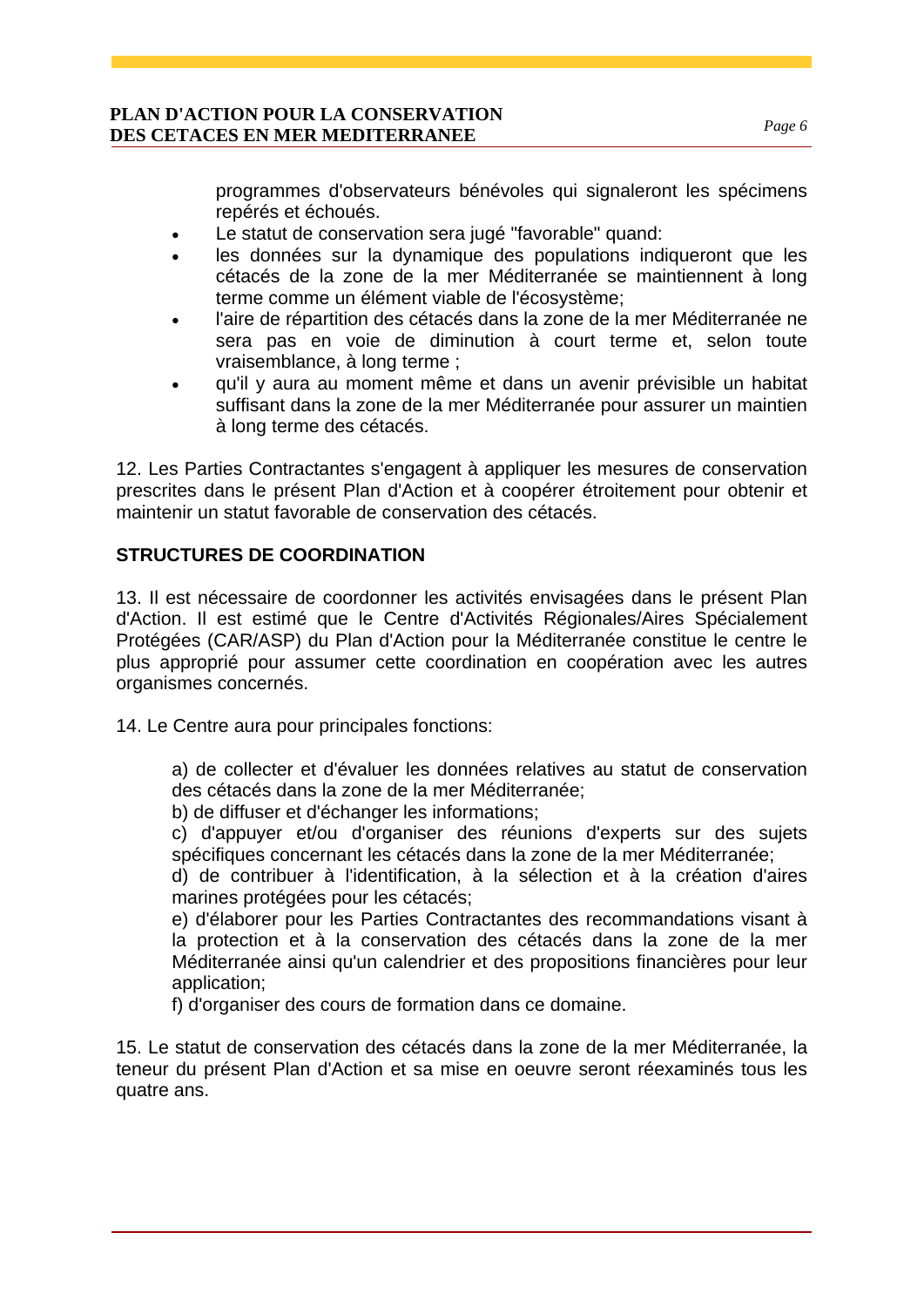programmes d'observateurs bénévoles qui signaleront les spécimens repérés et échoués.

- Le statut de conservation sera jugé "favorable" quand:
- les données sur la dynamique des populations indiqueront que les cétacés de la zone de la mer Méditerranée se maintiennent à long terme comme un élément viable de l'écosystème;
- l'aire de répartition des cétacés dans la zone de la mer Méditerranée ne sera pas en voie de diminution à court terme et, selon toute vraisemblance, à long terme ;
- qu'il y aura au moment même et dans un avenir prévisible un habitat suffisant dans la zone de la mer Méditerranée pour assurer un maintien à long terme des cétacés.

12. Les Parties Contractantes s'engagent à appliquer les mesures de conservation prescrites dans le présent Plan d'Action et à coopérer étroitement pour obtenir et maintenir un statut favorable de conservation des cétacés.

## STRUCTURES DE COORDINATION

13. Il est nécessaire de coordonner les activités envisagées dans le présent Plan d'Action. Il est estimé que le Centre d'Activités Régionales/Aires Spécialement Protégées (CAR/ASP) du Plan d'Action pour la Méditerranée constitue le centre le plus approprié pour assumer cette coordination en coopération avec les autres organismes concernés.

14. Le Centre aura pour principales fonctions:

a) de collecter et d'évaluer les données relatives au statut de conservation des cétacés dans la zone de la mer Méditerranée;
b) de diffuser et d'échanger les informations;
c) d'appuyer et/ou d'organiser des réunions d'experts sur des sujets spécifiques concernant les cétacés dans la zone de la mer Méditerranée;
d) de contribuer à l'identification, à la sélection et à la création d'aires marines protégées pour les cétacés;
e) d'élaborer pour les Parties Contractantes des recommandations visant à la protection et à la conservation des cétacés dans la zone de la mer Méditerranée ainsi qu'un calendrier et des propositions financières pour leur application;
f) d'organiser des cours de formation dans ce domaine.

15. Le statut de conservation des cétacés dans la zone de la mer Méditerranée, la teneur du présent Plan d'Action et sa mise en oeuvre seront réexaminés tous les quatre ans.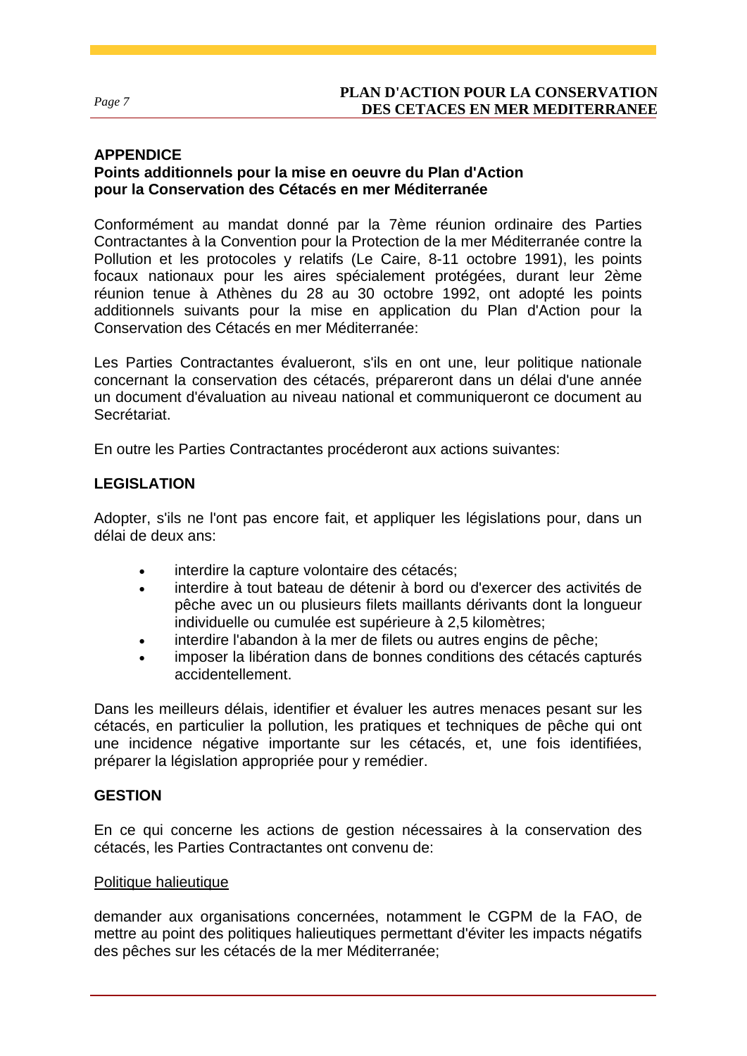## APPENDICE

### Points additionnels pour la mise en oeuvre du Plan d'Action pour la Conservation des Cétacés en mer Méditerranée

Conformément au mandat donné par la 7ème réunion ordinaire des Parties Contractantes à la Convention pour la Protection de la mer Méditerranée contre la Pollution et les protocoles y relatifs (Le Caire, 8-11 octobre 1991), les points focaux nationaux pour les aires spécialement protégées, durant leur 2ème réunion tenue à Athènes du 28 au 30 octobre 1992, ont adopté les points additionnels suivants pour la mise en application du Plan d'Action pour la Conservation des Cétacés en mer Méditerranée:

Les Parties Contractantes évalueront, s'ils en ont une, leur politique nationale concernant la conservation des cétacés, prépareront dans un délai d'une année un document d'évaluation au niveau national et communiqueront ce document au Secrétariat.

En outre les Parties Contractantes procéderont aux actions suivantes:

### LEGISLATION

Adopter, s'ils ne l'ont pas encore fait, et appliquer les législations pour, dans un délai de deux ans:

- interdire la capture volontaire des cétacés;
- interdire à tout bateau de détenir à bord ou d'exercer des activités de pêche avec un ou plusieurs filets maillants dérivants dont la longueur individuelle ou cumulée est supérieure à 2,5 kilomètres;
- interdire l'abandon à la mer de filets ou autres engins de pêche;
- imposer la libération dans de bonnes conditions des cétacés capturés accidentellement.

Dans les meilleurs délais, identifier et évaluer les autres menaces pesant sur les cétacés, en particulier la pollution, les pratiques et techniques de pêche qui ont une incidence négative importante sur les cétacés, et, une fois identifiées, préparer la législation appropriée pour y remédier.

### GESTION

En ce qui concerne les actions de gestion nécessaires à la conservation des cétacés, les Parties Contractantes ont convenu de:

<u>Politique halieutique</u>

demander aux organisations concernées, notamment le CGPM de la FAO, de mettre au point des politiques halieutiques permettant d'éviter les impacts négatifs des pêches sur les cétacés de la mer Méditerranée;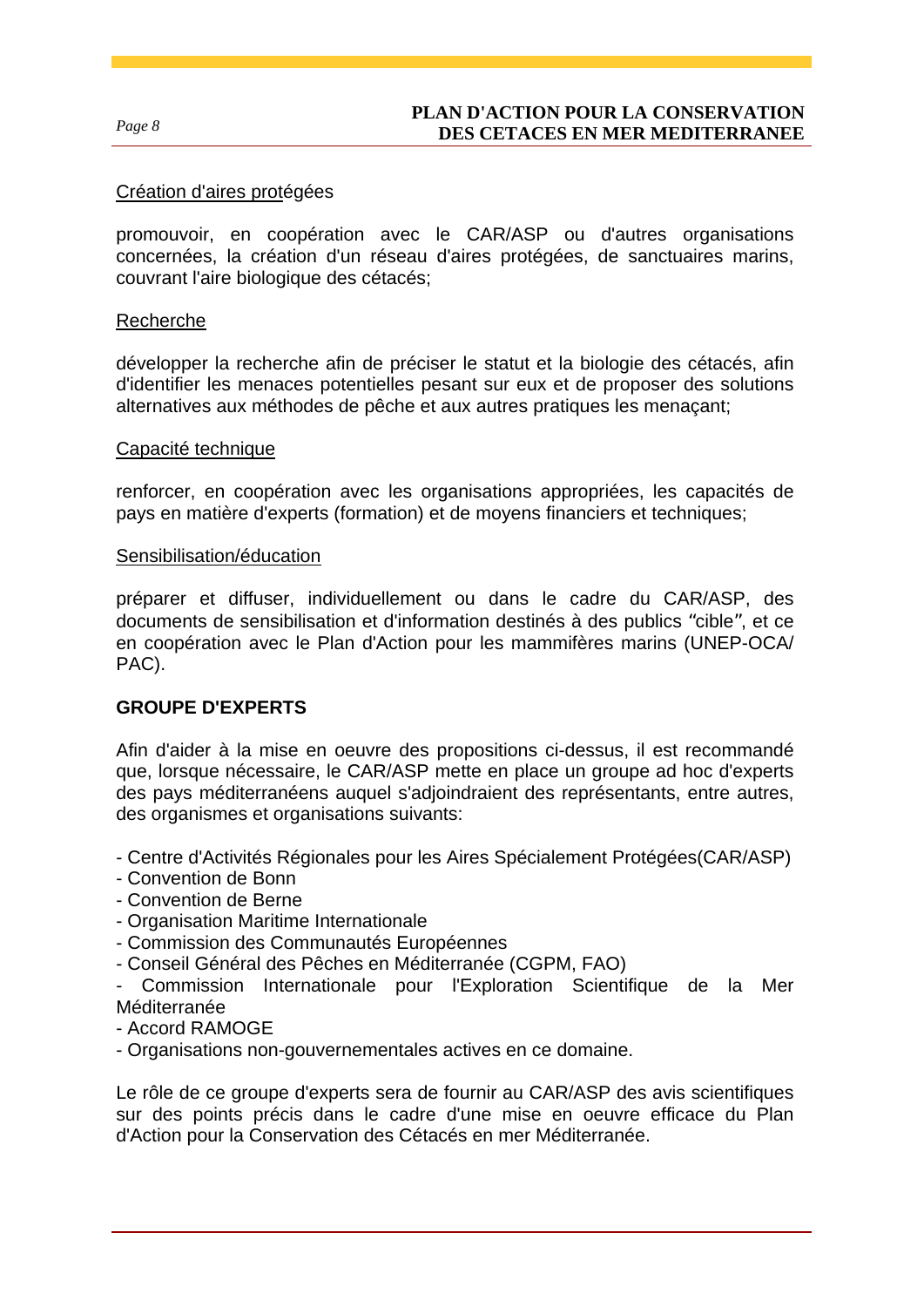Création d'aires protégées

promouvoir, en coopération avec le CAR/ASP ou d'autres organisations concernées, la création d'un réseau d'aires protégées, de sanctuaires marins, couvrant l'aire biologique des cétacés;

Recherche

développer la recherche afin de préciser le statut et la biologie des cétacés, afin d'identifier les menaces potentielles pesant sur eux et de proposer des solutions alternatives aux méthodes de pêche et aux autres pratiques les menaçant;

Capacité technique

renforcer, en coopération avec les organisations appropriées, les capacités de pays en matière d'experts (formation) et de moyens financiers et techniques;

Sensibilisation/éducation

préparer et diffuser, individuellement ou dans le cadre du CAR/ASP, des documents de sensibilisation et d'information destinés à des publics "cible", et ce en coopération avec le Plan d'Action pour les mammifères marins (UNEP-OCA/PAC).

**GROUPE D'EXPERTS**

Afin d'aider à la mise en oeuvre des propositions ci-dessus, il est recommandé que, lorsque nécessaire, le CAR/ASP mette en place un groupe ad hoc d'experts des pays méditerranéens auquel s'adjoindraient des représentants, entre autres, des organismes et organisations suivants:

- Centre d'Activités Régionales pour les Aires Spécialement Protégées(CAR/ASP)
- Convention de Bonn
- Convention de Berne
- Organisation Maritime Internationale
- Commission des Communautés Européennes
- Conseil Général des Pêches en Méditerranée (CGPM, FAO)
- Commission Internationale pour l'Exploration Scientifique de la Mer Méditerranée
- Accord RAMOGE
- Organisations non-gouvernementales actives en ce domaine.

Le rôle de ce groupe d'experts sera de fournir au CAR/ASP des avis scientifiques sur des points précis dans le cadre d'une mise en oeuvre efficace du Plan d'Action pour la Conservation des Cétacés en mer Méditerranée.